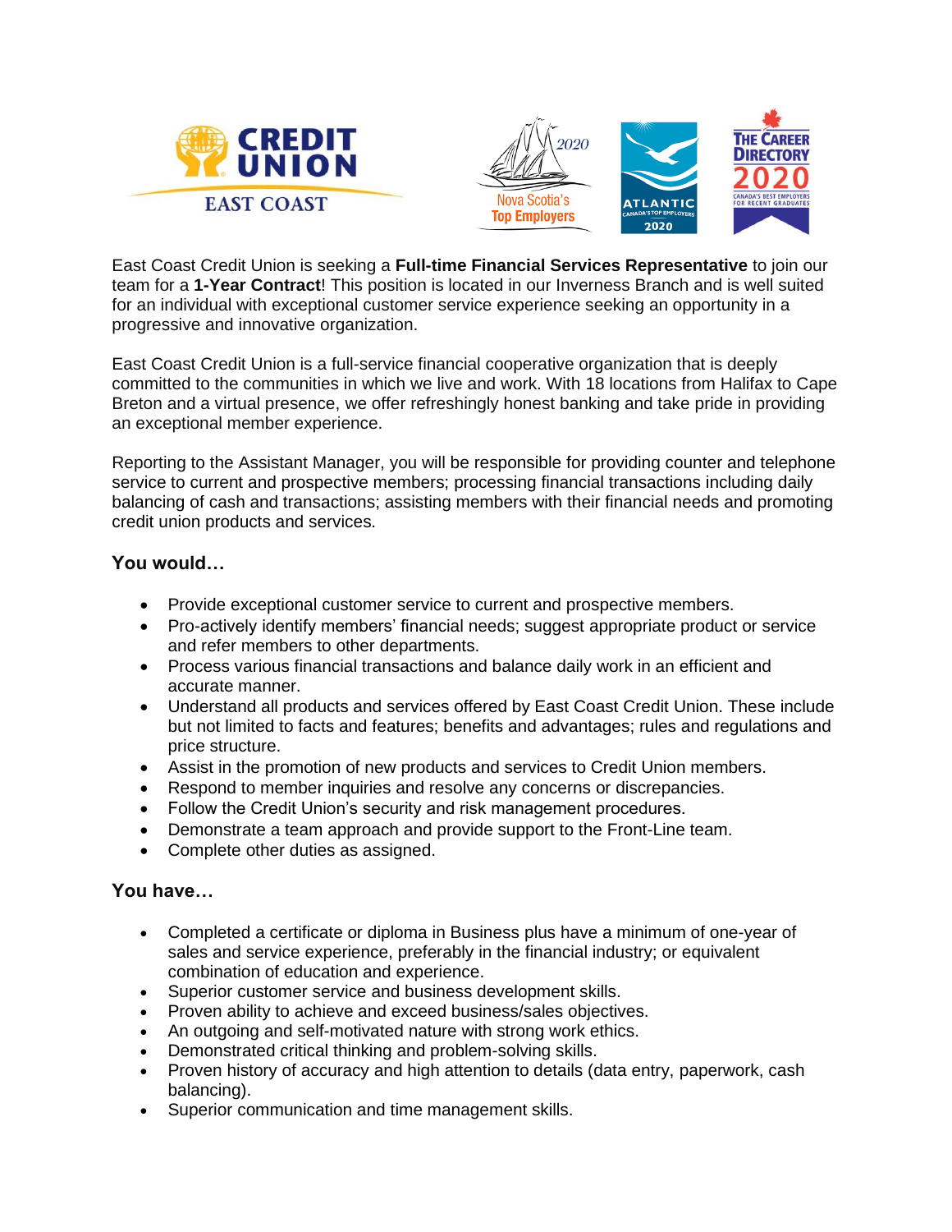East Coast Credit Union is seeking a **Full-time Financial Services Representative** to join our team for a **1-Year Contract**! This position is located in our Inverness Branch and is well suited for an individual with exceptional customer service experience seeking an opportunity in a progressive and innovative organization.

East Coast Credit Union is a full-service financial cooperative organization that is deeply committed to the communities in which we live and work. With 18 locations from Halifax to Cape Breton and a virtual presence, we offer refreshingly honest banking and take pride in providing an exceptional member experience.

Reporting to the Assistant Manager, you will be responsible for providing counter and telephone service to current and prospective members; processing financial transactions including daily balancing of cash and transactions; assisting members with their financial needs and promoting credit union products and services.

### You would…

- Provide exceptional customer service to current and prospective members.
- Pro-actively identify members' financial needs; suggest appropriate product or service and refer members to other departments.
- Process various financial transactions and balance daily work in an efficient and accurate manner.
- Understand all products and services offered by East Coast Credit Union. These include but not limited to facts and features; benefits and advantages; rules and regulations and price structure.
- Assist in the promotion of new products and services to Credit Union members.
- Respond to member inquiries and resolve any concerns or discrepancies.
- Follow the Credit Union's security and risk management procedures.
- Demonstrate a team approach and provide support to the Front-Line team.
- Complete other duties as assigned.

### You have…

- Completed a certificate or diploma in Business plus have a minimum of one-year of sales and service experience, preferably in the financial industry; or equivalent combination of education and experience.
- Superior customer service and business development skills.
- Proven ability to achieve and exceed business/sales objectives.
- An outgoing and self-motivated nature with strong work ethics.
- Demonstrated critical thinking and problem-solving skills.
- Proven history of accuracy and high attention to details (data entry, paperwork, cash balancing).
- Superior communication and time management skills.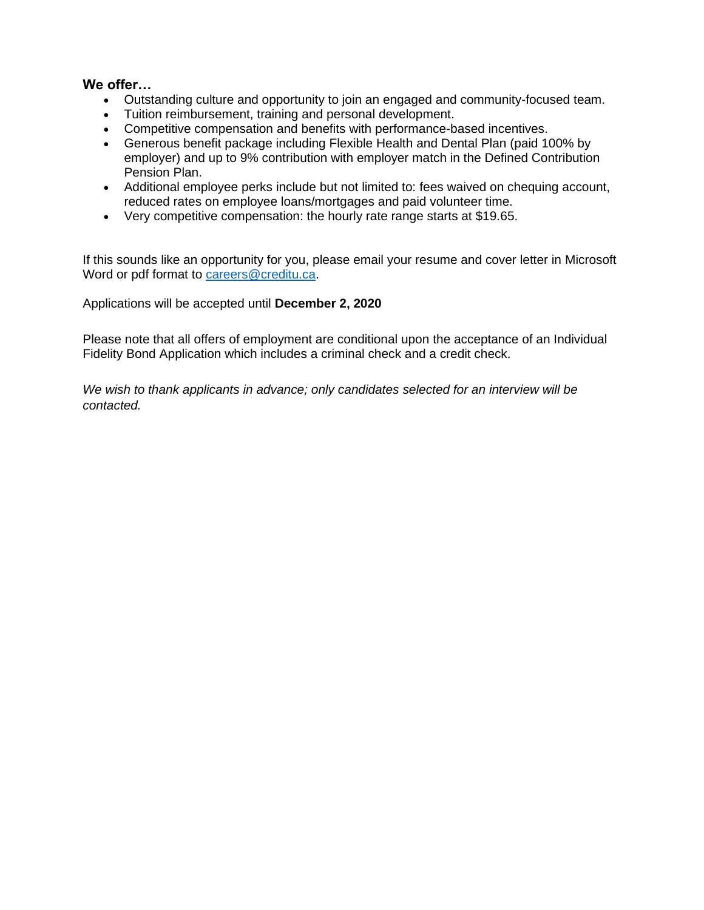**We offer…**

- Outstanding culture and opportunity to join an engaged and community-focused team.
- Tuition reimbursement, training and personal development.
- Competitive compensation and benefits with performance-based incentives.
- Generous benefit package including Flexible Health and Dental Plan (paid 100% by employer) and up to 9% contribution with employer match in the Defined Contribution Pension Plan.
- Additional employee perks include but not limited to: fees waived on chequing account, reduced rates on employee loans/mortgages and paid volunteer time.
- Very competitive compensation: the hourly rate range starts at $19.65.

If this sounds like an opportunity for you, please email your resume and cover letter in Microsoft Word or pdf format to careers@creditu.ca.

Applications will be accepted until **December 2, 2020**

Please note that all offers of employment are conditional upon the acceptance of an Individual Fidelity Bond Application which includes a criminal check and a credit check.

*We wish to thank applicants in advance; only candidates selected for an interview will be contacted.*